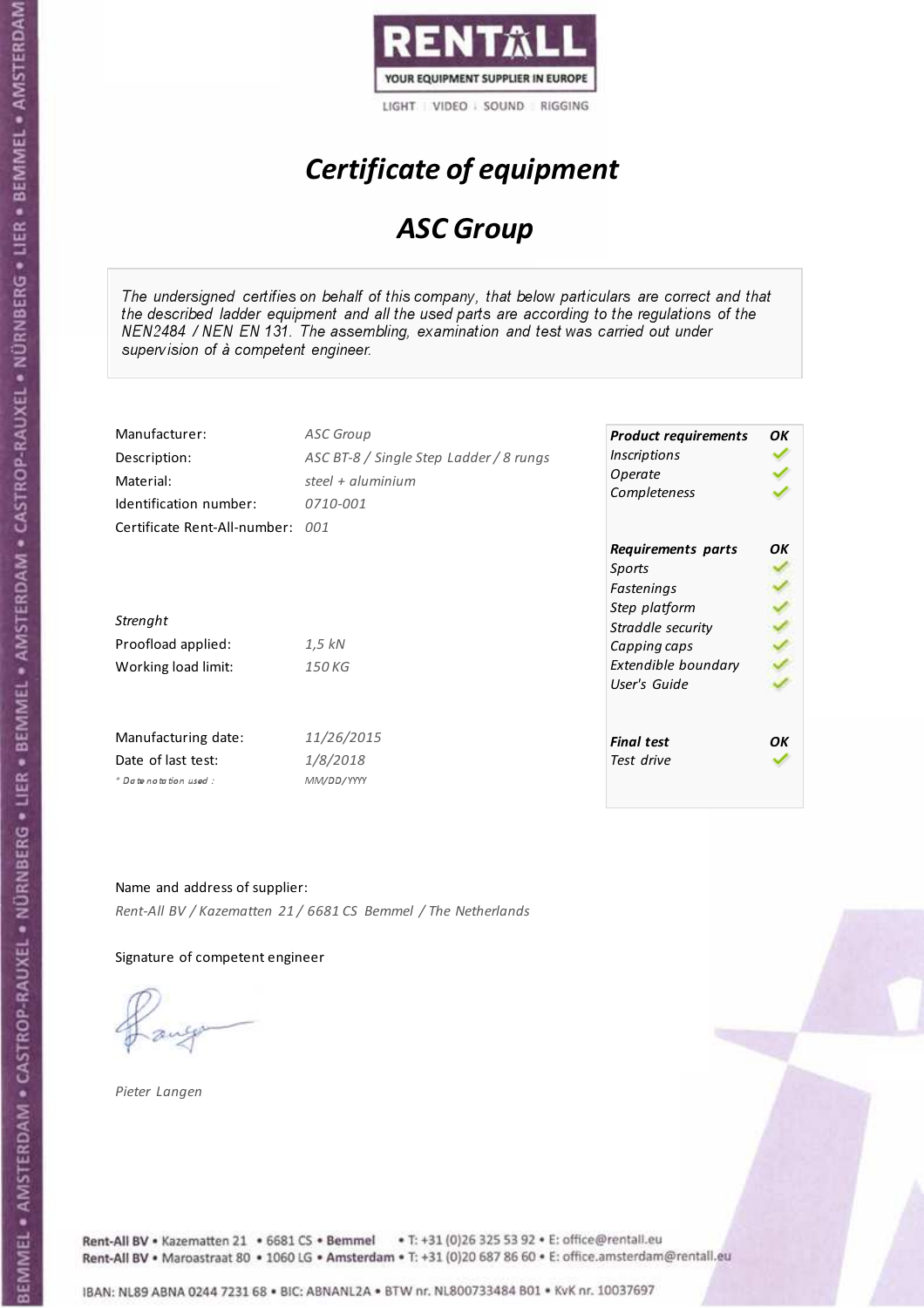RENTALL
YOUR EQUIPMENT SUPPLIER IN EUROPE
LIGHT | VIDEO | SOUND | RIGGING

# *Certificate of equipment*

## *ASC Group*

*The undersigned certifies on behalf of this company, that below particulars are correct and that the described ladder equipment and all the used parts are according to the regulations of the NEN2484 / NEN EN 131. The assembling, examination and test was carried out under supervision of à competent engineer.*

| | |
|---|---|
| Manufacturer: | *ASC Group* |
| Description: | *ASC BT-8 / Single Step Ladder / 8 rungs* |
| Material: | *steel + aluminium* |
| Identification number: | *0710-001* |
| Certificate Rent-All-number: | *001* |

*Strenght*

| | |
|---|---|
| Proofload applied: | *1,5 kN* |
| Working load limit: | *150 KG* |

| | |
|---|---|
| Manufacturing date: | *11/26/2015* |
| Date of last test: | *1/8/2018* |
| *\* Date notation used :* | *MM/DD/YYYY* |

| ***Product requirements*** | ***OK*** |
|---|---|
| *Inscriptions* | ✓ |
| *Operate* | ✓ |
| *Completeness* | ✓ |
| ***Requirements parts*** | ***OK*** |
| *Sports* | ✓ |
| *Fastenings* | ✓ |
| *Step platform* | ✓ |
| *Straddle security* | ✓ |
| *Capping caps* | ✓ |
| *Extendible boundary* | ✓ |
| *User's Guide* | ✓ |
| ***Final test*** | ***OK*** |
| *Test drive* | ✓ |

Name and address of supplier:

*Rent-All BV / Kazematten 21 / 6681 CS Bemmel / The Netherlands*

Signature of competent engineer

*Pieter Langen*

Rent-All BV • Kazematten 21 • 6681 CS • **Bemmel** • T: +31 (0)26 325 53 92 • E: office@rentall.eu
Rent-All BV • Maroastraat 80 • 1060 LG • **Amsterdam** • T: +31 (0)20 687 86 60 • E: office.amsterdam@rentall.eu

IBAN: NL89 ABNA 0244 7231 68 • BIC: ABNANL2A • BTW nr. NL800733484 B01 • KvK nr. 10037697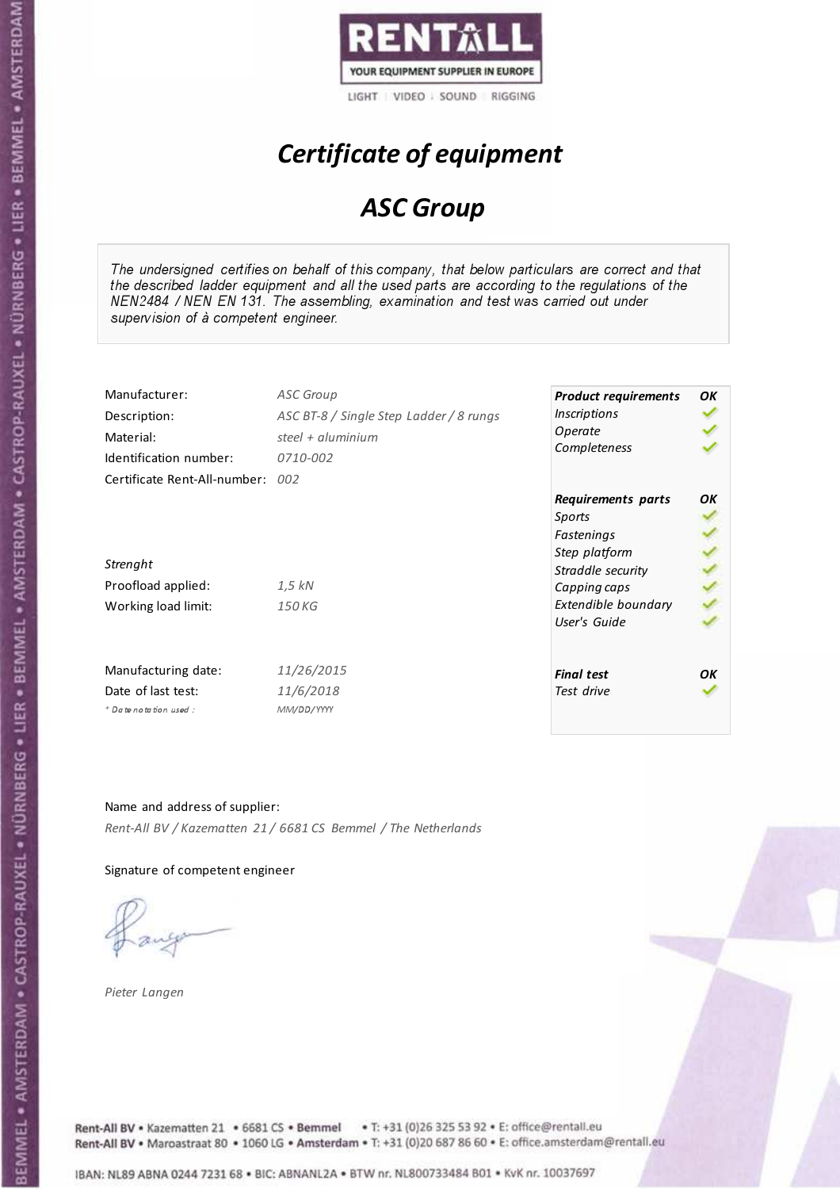RENTALL

YOUR EQUIPMENT SUPPLIER IN EUROPE

LIGHT | VIDEO | SOUND | RIGGING

# *Certificate of equipment*

## *ASC Group*

*The undersigned certifies on behalf of this company, that below particulars are correct and that the described ladder equipment and all the used parts are according to the regulations of the NEN2484 / NEN EN 131. The assembling, examination and test was carried out under supervision of à competent engineer.*

| | |
|---|---|
| Manufacturer: | *ASC Group* |
| Description: | *ASC BT-8 / Single Step Ladder / 8 rungs* |
| Material: | *steel + aluminium* |
| Identification number: | *0710-002* |
| Certificate Rent-All-number: | *002* |

*Strenght*

| | |
|---|---|
| Proofload applied: | *1,5 kN* |
| Working load limit: | *150 KG* |

| | |
|---|---|
| Manufacturing date: | *11/26/2015* |
| Date of last test: | *11/6/2018* |
| *\* Date notation used :* | *MM/DD/YYYY* |

| ***Product requirements*** | ***OK*** |
|---|---|
| *Inscriptions* | ✓ |
| *Operate* | ✓ |
| *Completeness* | ✓ |

| ***Requirements parts*** | ***OK*** |
|---|---|
| *Sports* | ✓ |
| *Fastenings* | ✓ |
| *Step platform* | ✓ |
| *Straddle security* | ✓ |
| *Capping caps* | ✓ |
| *Extendible boundary* | ✓ |
| *User's Guide* | ✓ |

| ***Final test*** | ***OK*** |
|---|---|
| *Test drive* | ✓ |

Name and address of supplier:

*Rent-All BV / Kazematten 21 / 6681 CS Bemmel / The Netherlands*

Signature of competent engineer

*Pieter Langen*

Rent-All BV • Kazematten 21 • 6681 CS • **Bemmel** • T: +31 (0)26 325 53 92 • E: office@rentall.eu
Rent-All BV • Maroastraat 80 • 1060 LG • **Amsterdam** • T: +31 (0)20 687 86 60 • E: office.amsterdam@rentall.eu

IBAN: NL89 ABNA 0244 7231 68 • BIC: ABNANL2A • BTW nr. NL800733484 B01 • KvK nr. 10037697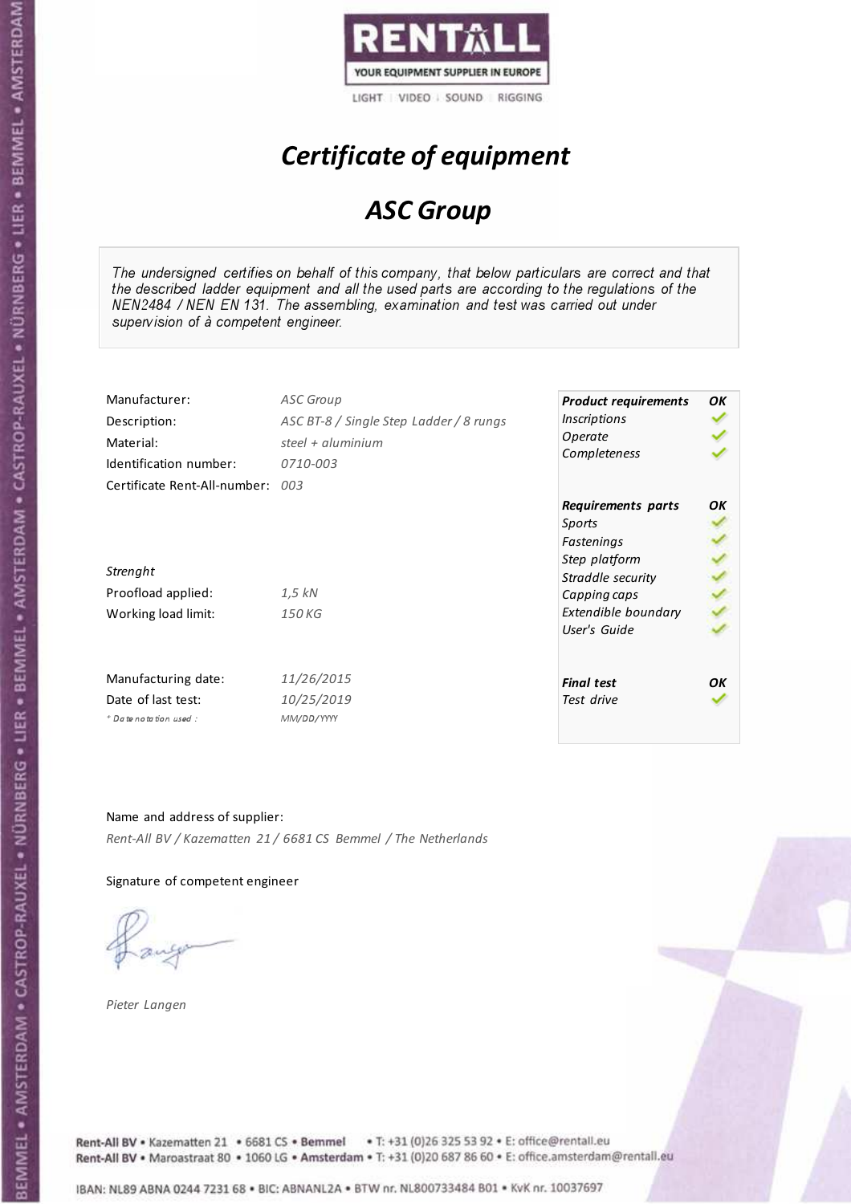RENTALL
YOUR EQUIPMENT SUPPLIER IN EUROPE
LIGHT | VIDEO | SOUND | RIGGING

# *Certificate of equipment*

## *ASC Group*

*The undersigned certifies on behalf of this company, that below particulars are correct and that the described ladder equipment and all the used parts are according to the regulations of the NEN2484 / NEN EN 131. The assembling, examination and test was carried out under supervision of à competent engineer.*

| | |
|---|---|
| Manufacturer: | *ASC Group* |
| Description: | *ASC BT-8 / Single Step Ladder / 8 rungs* |
| Material: | *steel + aluminium* |
| Identification number: | *0710-003* |
| Certificate Rent-All-number: | *003* |

*Strenght*

| | |
|---|---|
| Proofload applied: | *1,5 kN* |
| Working load limit: | *150 KG* |

| | |
|---|---|
| Manufacturing date: | *11/26/2015* |
| Date of last test: | *10/25/2019* |
| *\* Date notation used :* | *MM/DD/YYYY* |

| ***Product requirements*** | ***OK*** |
|---|---|
| *Inscriptions* | ✓ |
| *Operate* | ✓ |
| *Completeness* | ✓ |

| ***Requirements parts*** | ***OK*** |
|---|---|
| *Sports* | ✓ |
| *Fastenings* | ✓ |
| *Step platform* | ✓ |
| *Straddle security* | ✓ |
| *Capping caps* | ✓ |
| *Extendible boundary* | ✓ |
| *User's Guide* | ✓ |

| ***Final test*** | ***OK*** |
|---|---|
| *Test drive* | ✓ |

Name and address of supplier:

*Rent-All BV / Kazematten 21 / 6681 CS Bemmel / The Netherlands*

Signature of competent engineer

*Pieter Langen*

Rent-All BV • Kazematten 21 • 6681 CS • **Bemmel** • T: +31 (0)26 325 53 92 • E: office@rentall.eu
Rent-All BV • Maroastraat 80 • 1060 LG • **Amsterdam** • T: +31 (0)20 687 86 60 • E: office.amsterdam@rentall.eu

IBAN: NL89 ABNA 0244 7231 68 • BIC: ABNANL2A • BTW nr. NL800733484 B01 • KvK nr. 10037697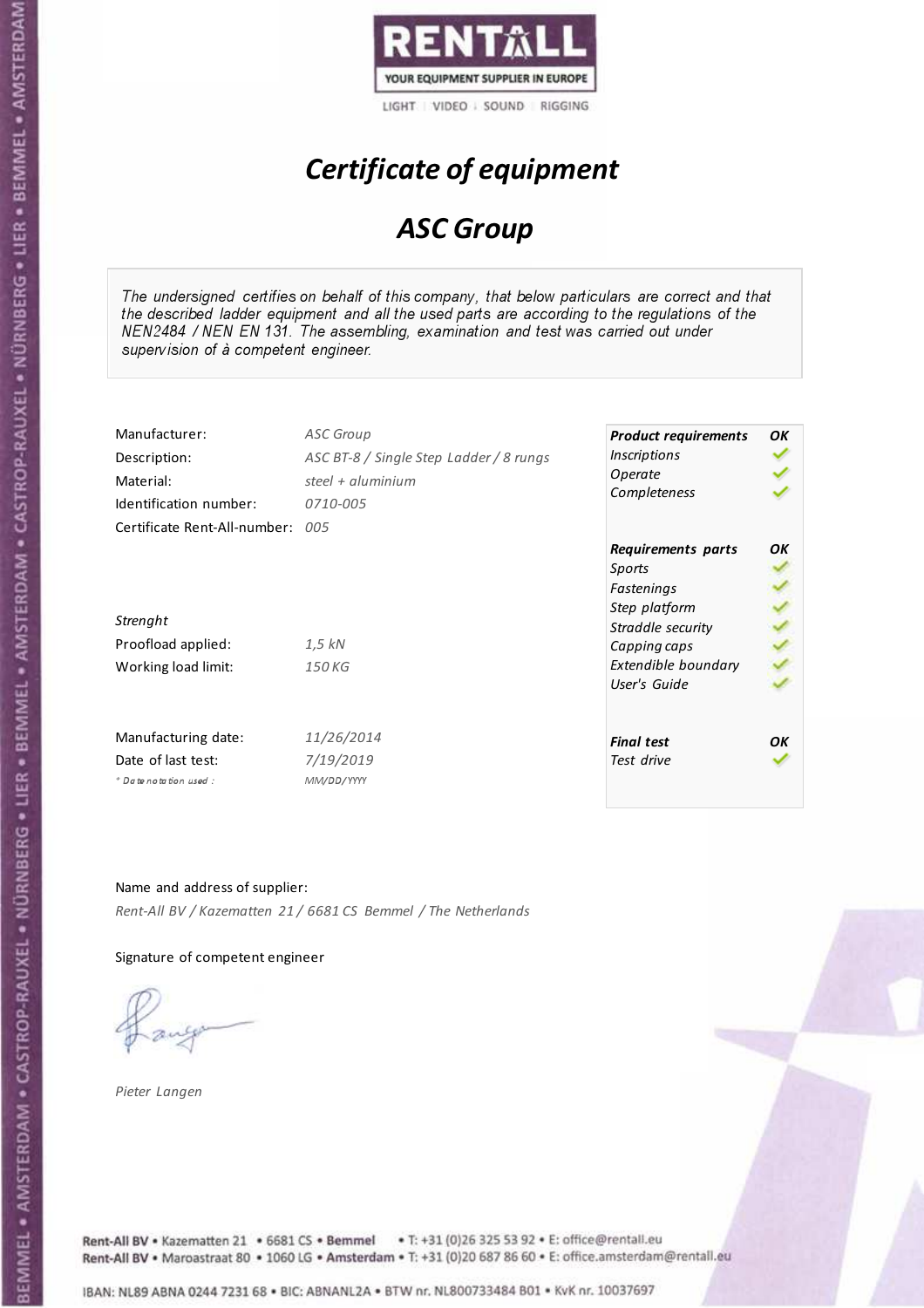RENTALL
YOUR EQUIPMENT SUPPLIER IN EUROPE
LIGHT | VIDEO | SOUND | RIGGING

# *Certificate of equipment*

## *ASC Group*

*The undersigned certifies on behalf of this company, that below particulars are correct and that the described ladder equipment and all the used parts are according to the regulations of the NEN2484 / NEN EN 131. The assembling, examination and test was carried out under supervision of à competent engineer.*

| | |
|---|---|
| Manufacturer: | *ASC Group* |
| Description: | *ASC BT-8 / Single Step Ladder / 8 rungs* |
| Material: | *steel + aluminium* |
| Identification number: | *0710-005* |
| Certificate Rent-All-number: | *005* |

*Strenght*

| | |
|---|---|
| Proofload applied: | *1,5 kN* |
| Working load limit: | *150 KG* |

| | |
|---|---|
| Manufacturing date: | *11/26/2014* |
| Date of last test: | *7/19/2019* |
| *\* Date notation used :* | *MM/DD/YYYY* |

| ***Product requirements*** | ***OK*** |
|---|---|
| *Inscriptions* | ✓ |
| *Operate* | ✓ |
| *Completeness* | ✓ |

| ***Requirements parts*** | ***OK*** |
|---|---|
| *Sports* | ✓ |
| *Fastenings* | ✓ |
| *Step platform* | ✓ |
| *Straddle security* | ✓ |
| *Capping caps* | ✓ |
| *Extendible boundary* | ✓ |
| *User's Guide* | ✓ |

| ***Final test*** | ***OK*** |
|---|---|
| *Test drive* | ✓ |

Name and address of supplier:

*Rent-All BV / Kazematten 21 / 6681 CS Bemmel / The Netherlands*

Signature of competent engineer

*Pieter Langen*

Rent-All BV • Kazematten 21 • 6681 CS • **Bemmel** • T: +31 (0)26 325 53 92 • E: office@rentall.eu
Rent-All BV • Maroastraat 80 • 1060 LG • **Amsterdam** • T: +31 (0)20 687 86 60 • E: office.amsterdam@rentall.eu

IBAN: NL89 ABNA 0244 7231 68 • BIC: ABNANL2A • BTW nr. NL800733484 B01 • KvK nr. 10037697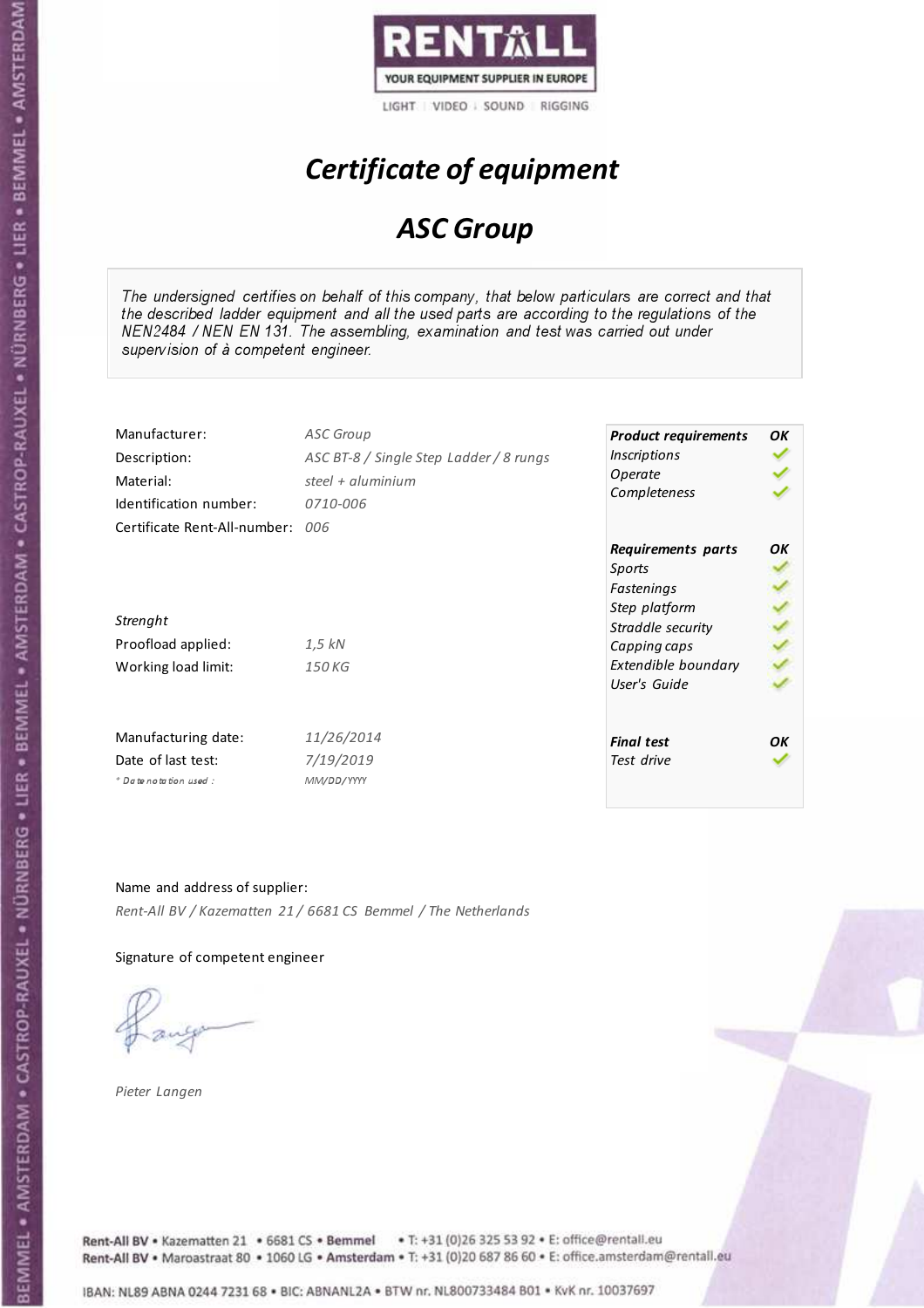RENTALL
YOUR EQUIPMENT SUPPLIER IN EUROPE
LIGHT | VIDEO | SOUND | RIGGING

# *Certificate of equipment*

## *ASC Group*

*The undersigned certifies on behalf of this company, that below particulars are correct and that the described ladder equipment and all the used parts are according to the regulations of the NEN2484 / NEN EN 131. The assembling, examination and test was carried out under supervision of à competent engineer.*

| | |
|---|---|
| Manufacturer: | *ASC Group* |
| Description: | *ASC BT-8 / Single Step Ladder / 8 rungs* |
| Material: | *steel + aluminium* |
| Identification number: | *0710-006* |
| Certificate Rent-All-number: | *006* |

*Strenght*

| | |
|---|---|
| Proofload applied: | *1,5 kN* |
| Working load limit: | *150 KG* |

| | |
|---|---|
| Manufacturing date: | *11/26/2014* |
| Date of last test: | *7/19/2019* |
| * Date notation used : | *MM/DD/YYYY* |

| ***Product requirements*** | ***OK*** |
|---|---|
| *Inscriptions* | ✓ |
| *Operate* | ✓ |
| *Completeness* | ✓ |
| ***Requirements parts*** | ***OK*** |
| *Sports* | ✓ |
| *Fastenings* | ✓ |
| *Step platform* | ✓ |
| *Straddle security* | ✓ |
| *Capping caps* | ✓ |
| *Extendible boundary* | ✓ |
| *User's Guide* | ✓ |
| ***Final test*** | ***OK*** |
| *Test drive* | ✓ |

Name and address of supplier:

*Rent-All BV / Kazematten 21 / 6681 CS Bemmel / The Netherlands*

Signature of competent engineer

*Pieter Langen*

Rent-All BV • Kazematten 21 • 6681 CS • **Bemmel** • T: +31 (0)26 325 53 92 • E: office@rentall.eu
Rent-All BV • Maroastraat 80 • 1060 LG • **Amsterdam** • T: +31 (0)20 687 86 60 • E: office.amsterdam@rentall.eu

IBAN: NL89 ABNA 0244 7231 68 • BIC: ABNANL2A • BTW nr. NL800733484 B01 • KvK nr. 10037697